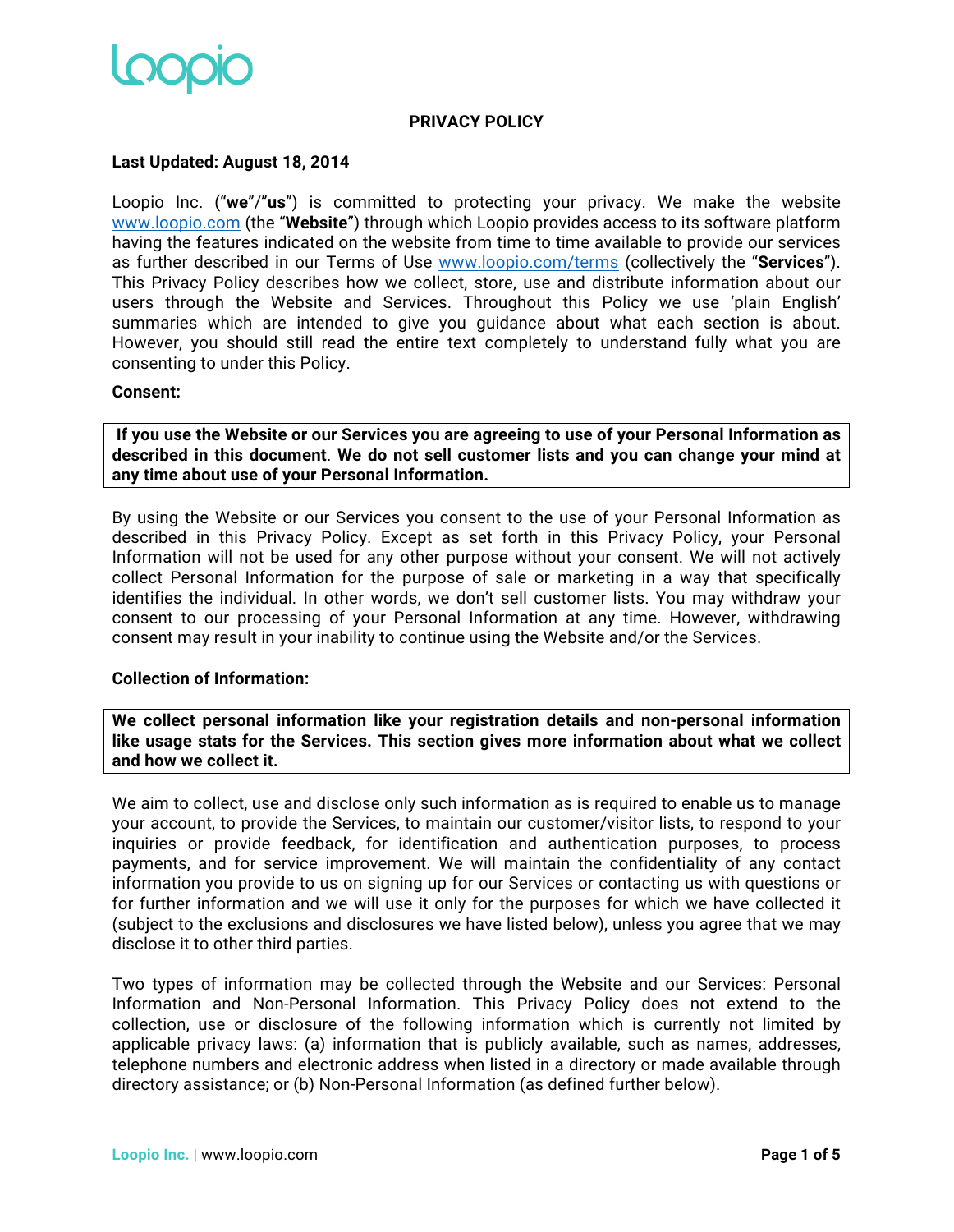# PRIVACY POLICY

**Last Updated: August 18, 2014**

Loopio Inc. ("**we**"/"**us**") is committed to protecting your privacy. We make the website www.loopio.com (the "**Website**") through which Loopio provides access to its software platform having the features indicated on the website from time to time available to provide our services as further described in our Terms of Use www.loopio.com/terms (collectively the "**Services**"). This Privacy Policy describes how we collect, store, use and distribute information about our users through the Website and Services. Throughout this Policy we use 'plain English' summaries which are intended to give you guidance about what each section is about. However, you should still read the entire text completely to understand fully what you are consenting to under this Policy.

**Consent:**

> **If you use the Website or our Services you are agreeing to use of your Personal Information as described in this document. We do not sell customer lists and you can change your mind at any time about use of your Personal Information.**

By using the Website or our Services you consent to the use of your Personal Information as described in this Privacy Policy. Except as set forth in this Privacy Policy, your Personal Information will not be used for any other purpose without your consent. We will not actively collect Personal Information for the purpose of sale or marketing in a way that specifically identifies the individual. In other words, we don't sell customer lists. You may withdraw your consent to our processing of your Personal Information at any time. However, withdrawing consent may result in your inability to continue using the Website and/or the Services.

**Collection of Information:**

> **We collect personal information like your registration details and non-personal information like usage stats for the Services. This section gives more information about what we collect and how we collect it.**

We aim to collect, use and disclose only such information as is required to enable us to manage your account, to provide the Services, to maintain our customer/visitor lists, to respond to your inquiries or provide feedback, for identification and authentication purposes, to process payments, and for service improvement. We will maintain the confidentiality of any contact information you provide to us on signing up for our Services or contacting us with questions or for further information and we will use it only for the purposes for which we have collected it (subject to the exclusions and disclosures we have listed below), unless you agree that we may disclose it to other third parties.

Two types of information may be collected through the Website and our Services: Personal Information and Non-Personal Information. This Privacy Policy does not extend to the collection, use or disclosure of the following information which is currently not limited by applicable privacy laws: (a) information that is publicly available, such as names, addresses, telephone numbers and electronic address when listed in a directory or made available through directory assistance; or (b) Non-Personal Information (as defined further below).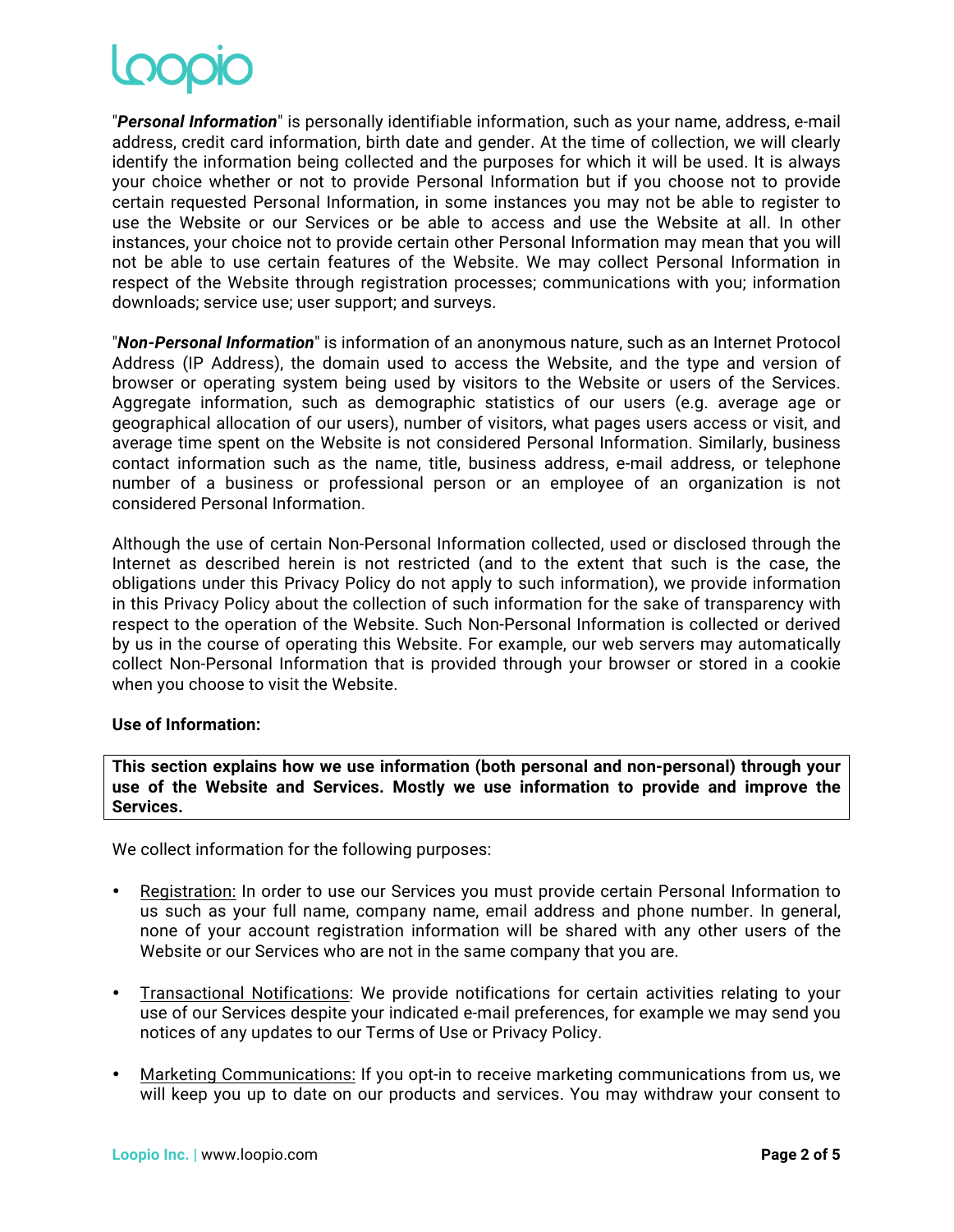"***Personal Information***" is personally identifiable information, such as your name, address, e-mail address, credit card information, birth date and gender. At the time of collection, we will clearly identify the information being collected and the purposes for which it will be used. It is always your choice whether or not to provide Personal Information but if you choose not to provide certain requested Personal Information, in some instances you may not be able to register to use the Website or our Services or be able to access and use the Website at all. In other instances, your choice not to provide certain other Personal Information may mean that you will not be able to use certain features of the Website. We may collect Personal Information in respect of the Website through registration processes; communications with you; information downloads; service use; user support; and surveys.

"***Non-Personal Information***" is information of an anonymous nature, such as an Internet Protocol Address (IP Address), the domain used to access the Website, and the type and version of browser or operating system being used by visitors to the Website or users of the Services. Aggregate information, such as demographic statistics of our users (e.g. average age or geographical allocation of our users), number of visitors, what pages users access or visit, and average time spent on the Website is not considered Personal Information. Similarly, business contact information such as the name, title, business address, e-mail address, or telephone number of a business or professional person or an employee of an organization is not considered Personal Information.

Although the use of certain Non-Personal Information collected, used or disclosed through the Internet as described herein is not restricted (and to the extent that such is the case, the obligations under this Privacy Policy do not apply to such information), we provide information in this Privacy Policy about the collection of such information for the sake of transparency with respect to the operation of the Website. Such Non-Personal Information is collected or derived by us in the course of operating this Website. For example, our web servers may automatically collect Non-Personal Information that is provided through your browser or stored in a cookie when you choose to visit the Website.

**Use of Information:**

**This section explains how we use information (both personal and non-personal) through your use of the Website and Services. Mostly we use information to provide and improve the Services.**

We collect information for the following purposes:

- Registration: In order to use our Services you must provide certain Personal Information to us such as your full name, company name, email address and phone number. In general, none of your account registration information will be shared with any other users of the Website or our Services who are not in the same company that you are.
- Transactional Notifications: We provide notifications for certain activities relating to your use of our Services despite your indicated e-mail preferences, for example we may send you notices of any updates to our Terms of Use or Privacy Policy.
- Marketing Communications: If you opt-in to receive marketing communications from us, we will keep you up to date on our products and services. You may withdraw your consent to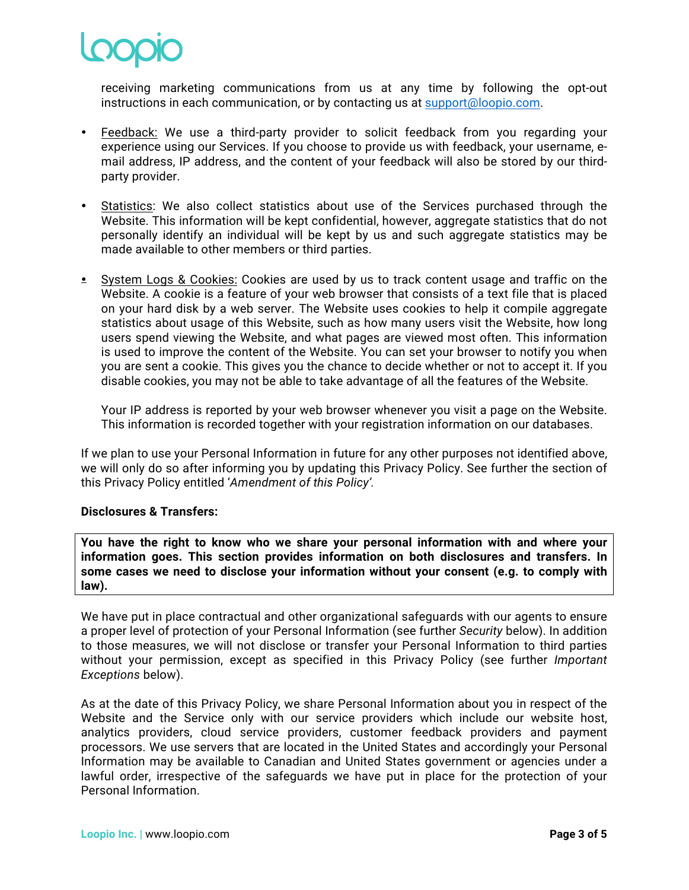receiving marketing communications from us at any time by following the opt-out instructions in each communication, or by contacting us at support@loopio.com.

- Feedback: We use a third-party provider to solicit feedback from you regarding your experience using our Services. If you choose to provide us with feedback, your username, e-mail address, IP address, and the content of your feedback will also be stored by our third-party provider.

- Statistics: We also collect statistics about use of the Services purchased through the Website. This information will be kept confidential, however, aggregate statistics that do not personally identify an individual will be kept by us and such aggregate statistics may be made available to other members or third parties.

- System Logs & Cookies: Cookies are used by us to track content usage and traffic on the Website. A cookie is a feature of your web browser that consists of a text file that is placed on your hard disk by a web server. The Website uses cookies to help it compile aggregate statistics about usage of this Website, such as how many users visit the Website, how long users spend viewing the Website, and what pages are viewed most often. This information is used to improve the content of the Website. You can set your browser to notify you when you are sent a cookie. This gives you the chance to decide whether or not to accept it. If you disable cookies, you may not be able to take advantage of all the features of the Website.

  Your IP address is reported by your web browser whenever you visit a page on the Website. This information is recorded together with your registration information on our databases.

If we plan to use your Personal Information in future for any other purposes not identified above, we will only do so after informing you by updating this Privacy Policy. See further the section of this Privacy Policy entitled '*Amendment of this Policy'*.

**Disclosures & Transfers:**

**You have the right to know who we share your personal information with and where your information goes. This section provides information on both disclosures and transfers. In some cases we need to disclose your information without your consent (e.g. to comply with law).**

We have put in place contractual and other organizational safeguards with our agents to ensure a proper level of protection of your Personal Information (see further *Security* below). In addition to those measures, we will not disclose or transfer your Personal Information to third parties without your permission, except as specified in this Privacy Policy (see further *Important Exceptions* below).

As at the date of this Privacy Policy, we share Personal Information about you in respect of the Website and the Service only with our service providers which include our website host, analytics providers, cloud service providers, customer feedback providers and payment processors. We use servers that are located in the United States and accordingly your Personal Information may be available to Canadian and United States government or agencies under a lawful order, irrespective of the safeguards we have put in place for the protection of your Personal Information.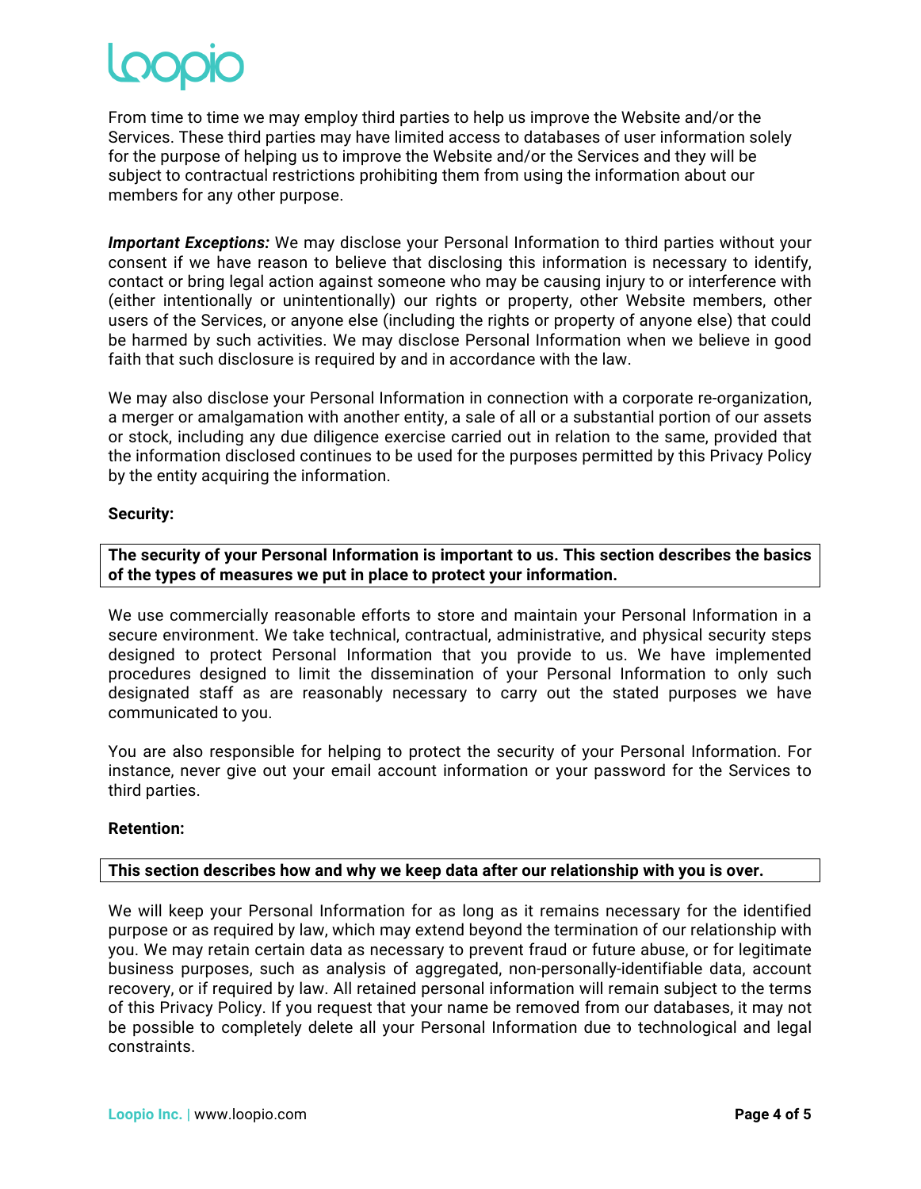From time to time we may employ third parties to help us improve the Website and/or the Services. These third parties may have limited access to databases of user information solely for the purpose of helping us to improve the Website and/or the Services and they will be subject to contractual restrictions prohibiting them from using the information about our members for any other purpose.

***Important Exceptions:*** We may disclose your Personal Information to third parties without your consent if we have reason to believe that disclosing this information is necessary to identify, contact or bring legal action against someone who may be causing injury to or interference with (either intentionally or unintentionally) our rights or property, other Website members, other users of the Services, or anyone else (including the rights or property of anyone else) that could be harmed by such activities. We may disclose Personal Information when we believe in good faith that such disclosure is required by and in accordance with the law.

We may also disclose your Personal Information in connection with a corporate re-organization, a merger or amalgamation with another entity, a sale of all or a substantial portion of our assets or stock, including any due diligence exercise carried out in relation to the same, provided that the information disclosed continues to be used for the purposes permitted by this Privacy Policy by the entity acquiring the information.

**Security:**

**The security of your Personal Information is important to us. This section describes the basics of the types of measures we put in place to protect your information.**

We use commercially reasonable efforts to store and maintain your Personal Information in a secure environment. We take technical, contractual, administrative, and physical security steps designed to protect Personal Information that you provide to us. We have implemented procedures designed to limit the dissemination of your Personal Information to only such designated staff as are reasonably necessary to carry out the stated purposes we have communicated to you.

You are also responsible for helping to protect the security of your Personal Information. For instance, never give out your email account information or your password for the Services to third parties.

**Retention:**

**This section describes how and why we keep data after our relationship with you is over.**

We will keep your Personal Information for as long as it remains necessary for the identified purpose or as required by law, which may extend beyond the termination of our relationship with you. We may retain certain data as necessary to prevent fraud or future abuse, or for legitimate business purposes, such as analysis of aggregated, non-personally-identifiable data, account recovery, or if required by law. All retained personal information will remain subject to the terms of this Privacy Policy. If you request that your name be removed from our databases, it may not be possible to completely delete all your Personal Information due to technological and legal constraints.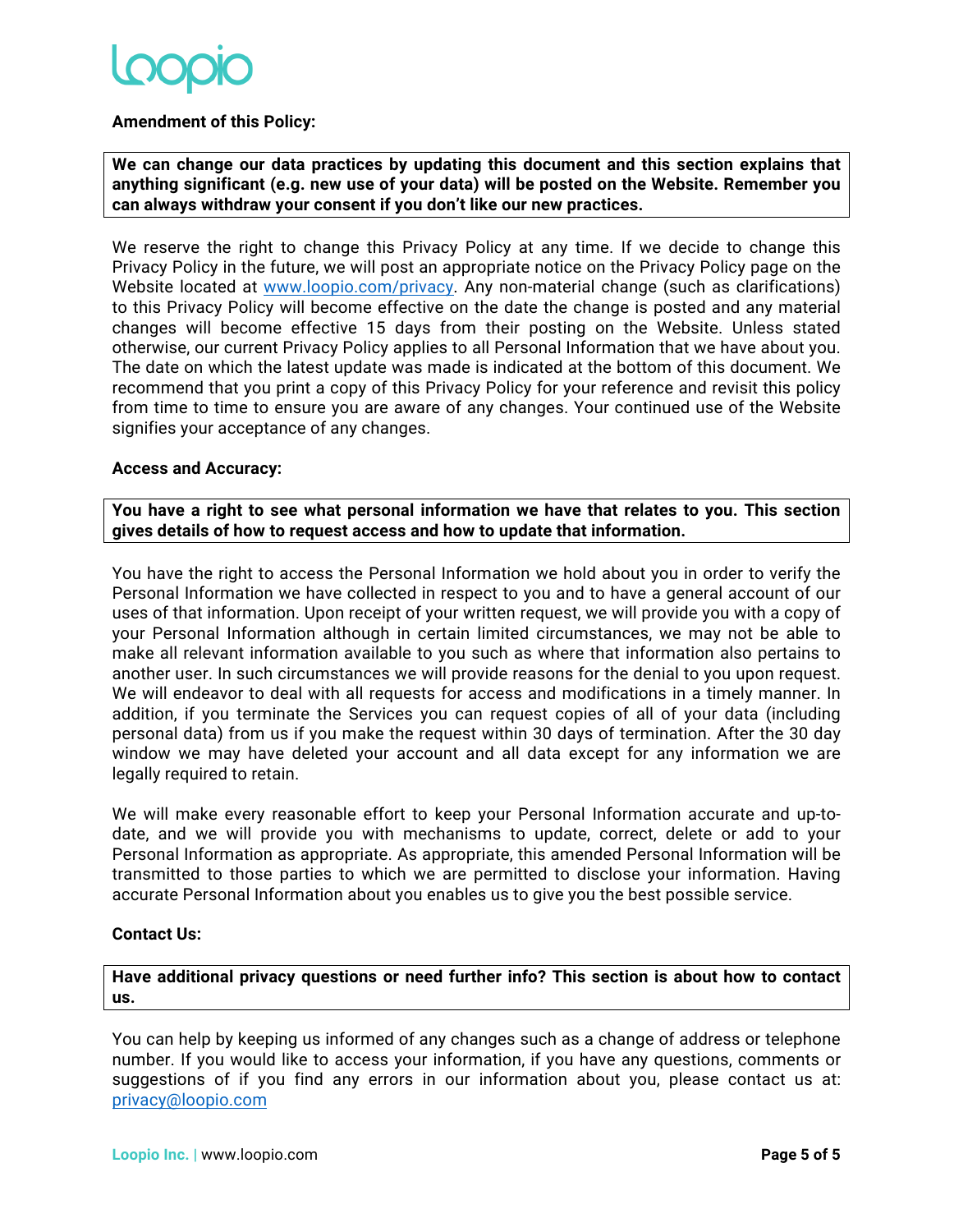**Amendment of this Policy:**

**We can change our data practices by updating this document and this section explains that anything significant (e.g. new use of your data) will be posted on the Website. Remember you can always withdraw your consent if you don't like our new practices.**

We reserve the right to change this Privacy Policy at any time. If we decide to change this Privacy Policy in the future, we will post an appropriate notice on the Privacy Policy page on the Website located at [www.loopio.com/privacy](http://www.loopio.com/privacy). Any non-material change (such as clarifications) to this Privacy Policy will become effective on the date the change is posted and any material changes will become effective 15 days from their posting on the Website. Unless stated otherwise, our current Privacy Policy applies to all Personal Information that we have about you. The date on which the latest update was made is indicated at the bottom of this document. We recommend that you print a copy of this Privacy Policy for your reference and revisit this policy from time to time to ensure you are aware of any changes. Your continued use of the Website signifies your acceptance of any changes.

**Access and Accuracy:**

**You have a right to see what personal information we have that relates to you. This section gives details of how to request access and how to update that information.**

You have the right to access the Personal Information we hold about you in order to verify the Personal Information we have collected in respect to you and to have a general account of our uses of that information. Upon receipt of your written request, we will provide you with a copy of your Personal Information although in certain limited circumstances, we may not be able to make all relevant information available to you such as where that information also pertains to another user. In such circumstances we will provide reasons for the denial to you upon request. We will endeavor to deal with all requests for access and modifications in a timely manner. In addition, if you terminate the Services you can request copies of all of your data (including personal data) from us if you make the request within 30 days of termination. After the 30 day window we may have deleted your account and all data except for any information we are legally required to retain.

We will make every reasonable effort to keep your Personal Information accurate and up-to-date, and we will provide you with mechanisms to update, correct, delete or add to your Personal Information as appropriate. As appropriate, this amended Personal Information will be transmitted to those parties to which we are permitted to disclose your information. Having accurate Personal Information about you enables us to give you the best possible service.

**Contact Us:**

**Have additional privacy questions or need further info? This section is about how to contact us.**

You can help by keeping us informed of any changes such as a change of address or telephone number. If you would like to access your information, if you have any questions, comments or suggestions of if you find any errors in our information about you, please contact us at: [privacy@loopio.com](mailto:privacy@loopio.com)